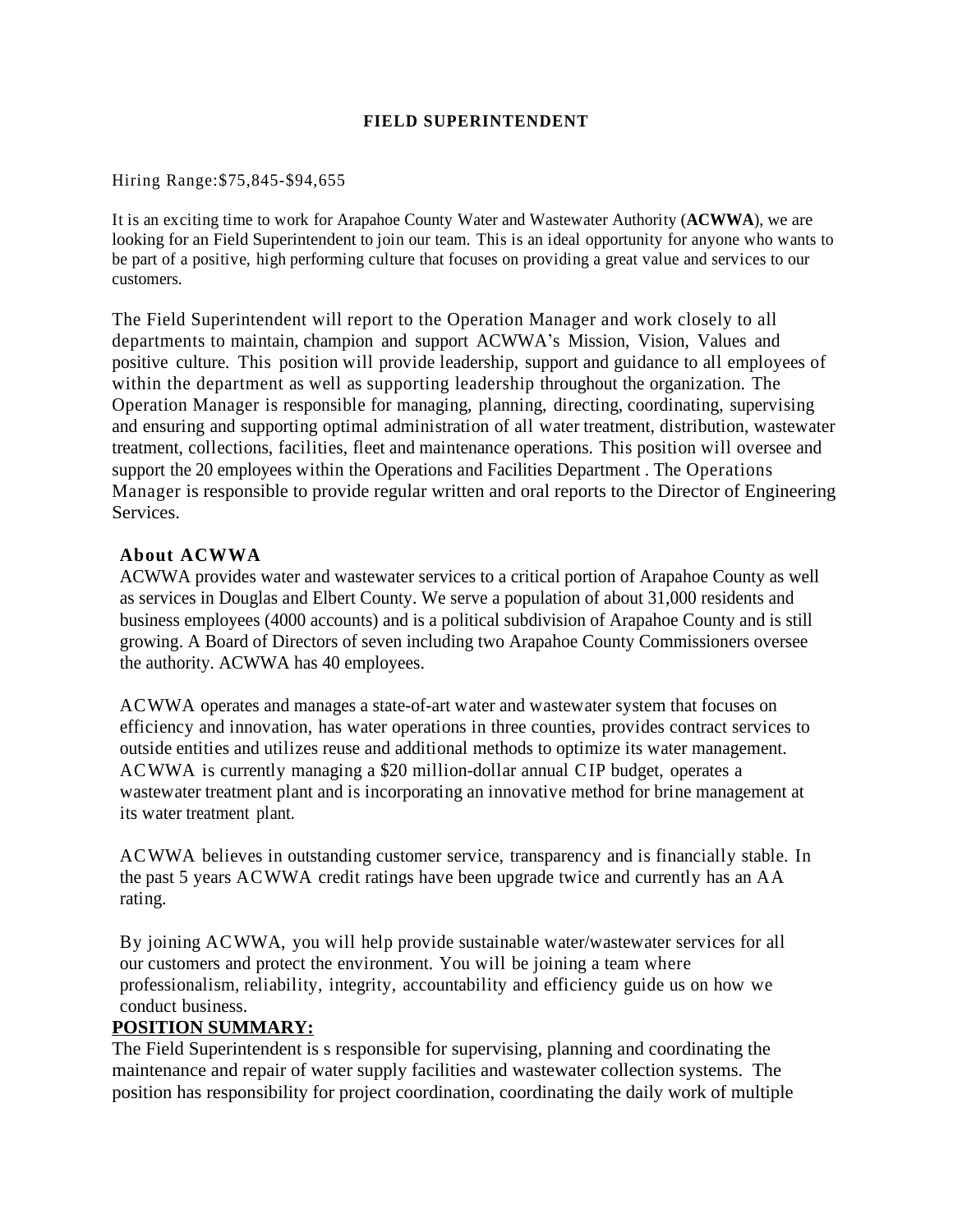# FIELD SUPERINTENDENT

Hiring Range:$75,845-$94,655

It is an exciting time to work for Arapahoe County Water and Wastewater Authority (**ACWWA**), we are looking for an Field Superintendent to join our team. This is an ideal opportunity for anyone who wants to be part of a positive, high performing culture that focuses on providing a great value and services to our customers.

The Field Superintendent will report to the Operation Manager and work closely to all departments to maintain, champion and support ACWWA's Mission, Vision, Values and positive culture. This position will provide leadership, support and guidance to all employees of within the department as well as supporting leadership throughout the organization. The Operation Manager is responsible for managing, planning, directing, coordinating, supervising and ensuring and supporting optimal administration of all water treatment, distribution, wastewater treatment, collections, facilities, fleet and maintenance operations. This position will oversee and support the 20 employees within the Operations and Facilities Department . The Operations Manager is responsible to provide regular written and oral reports to the Director of Engineering Services.

### About ACWWA

ACWWA provides water and wastewater services to a critical portion of Arapahoe County as well as services in Douglas and Elbert County. We serve a population of about 31,000 residents and business employees (4000 accounts) and is a political subdivision of Arapahoe County and is still growing. A Board of Directors of seven including two Arapahoe County Commissioners oversee the authority. ACWWA has 40 employees.

ACWWA operates and manages a state-of-art water and wastewater system that focuses on efficiency and innovation, has water operations in three counties, provides contract services to outside entities and utilizes reuse and additional methods to optimize its water management. ACWWA is currently managing a $20 million-dollar annual CIP budget, operates a wastewater treatment plant and is incorporating an innovative method for brine management at its water treatment plant.

ACWWA believes in outstanding customer service, transparency and is financially stable. In the past 5 years ACWWA credit ratings have been upgrade twice and currently has an AA rating.

By joining ACWWA, you will help provide sustainable water/wastewater services for all our customers and protect the environment. You will be joining a team where professionalism, reliability, integrity, accountability and efficiency guide us on how we conduct business.

## POSITION SUMMARY:

The Field Superintendent is s responsible for supervising, planning and coordinating the maintenance and repair of water supply facilities and wastewater collection systems. The position has responsibility for project coordination, coordinating the daily work of multiple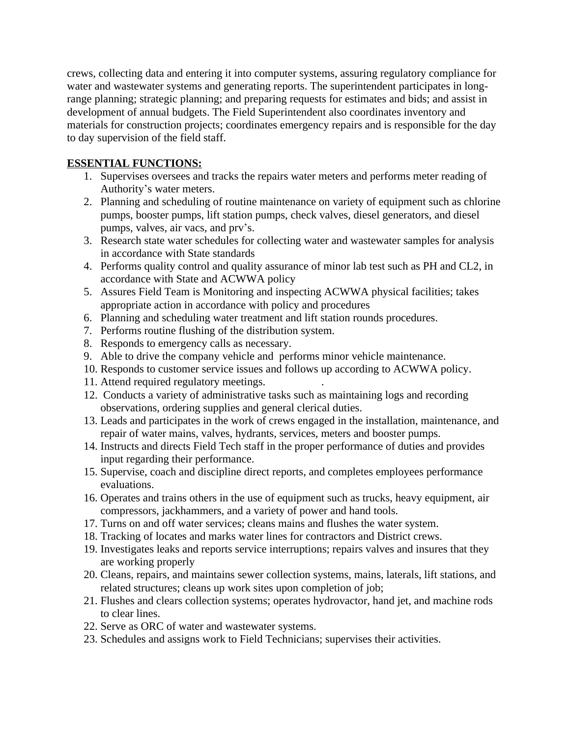crews, collecting data and entering it into computer systems, assuring regulatory compliance for water and wastewater systems and generating reports. The superintendent participates in long-range planning; strategic planning; and preparing requests for estimates and bids; and assist in development of annual budgets. The Field Superintendent also coordinates inventory and materials for construction projects; coordinates emergency repairs and is responsible for the day to day supervision of the field staff.

**ESSENTIAL FUNCTIONS:**

1. Supervises oversees and tracks the repairs water meters and performs meter reading of Authority's water meters.
2. Planning and scheduling of routine maintenance on variety of equipment such as chlorine pumps, booster pumps, lift station pumps, check valves, diesel generators, and diesel pumps, valves, air vacs, and prv's.
3. Research state water schedules for collecting water and wastewater samples for analysis in accordance with State standards
4. Performs quality control and quality assurance of minor lab test such as PH and CL2, in accordance with State and ACWWA policy
5. Assures Field Team is Monitoring and inspecting ACWWA physical facilities; takes appropriate action in accordance with policy and procedures
6. Planning and scheduling water treatment and lift station rounds procedures.
7. Performs routine flushing of the distribution system.
8. Responds to emergency calls as necessary.
9. Able to drive the company vehicle and performs minor vehicle maintenance.
10. Responds to customer service issues and follows up according to ACWWA policy.
11. Attend required regulatory meetings. .
12. Conducts a variety of administrative tasks such as maintaining logs and recording observations, ordering supplies and general clerical duties.
13. Leads and participates in the work of crews engaged in the installation, maintenance, and repair of water mains, valves, hydrants, services, meters and booster pumps.
14. Instructs and directs Field Tech staff in the proper performance of duties and provides input regarding their performance.
15. Supervise, coach and discipline direct reports, and completes employees performance evaluations.
16. Operates and trains others in the use of equipment such as trucks, heavy equipment, air compressors, jackhammers, and a variety of power and hand tools.
17. Turns on and off water services; cleans mains and flushes the water system.
18. Tracking of locates and marks water lines for contractors and District crews.
19. Investigates leaks and reports service interruptions; repairs valves and insures that they are working properly
20. Cleans, repairs, and maintains sewer collection systems, mains, laterals, lift stations, and related structures; cleans up work sites upon completion of job;
21. Flushes and clears collection systems; operates hydrovactor, hand jet, and machine rods to clear lines.
22. Serve as ORC of water and wastewater systems.
23. Schedules and assigns work to Field Technicians; supervises their activities.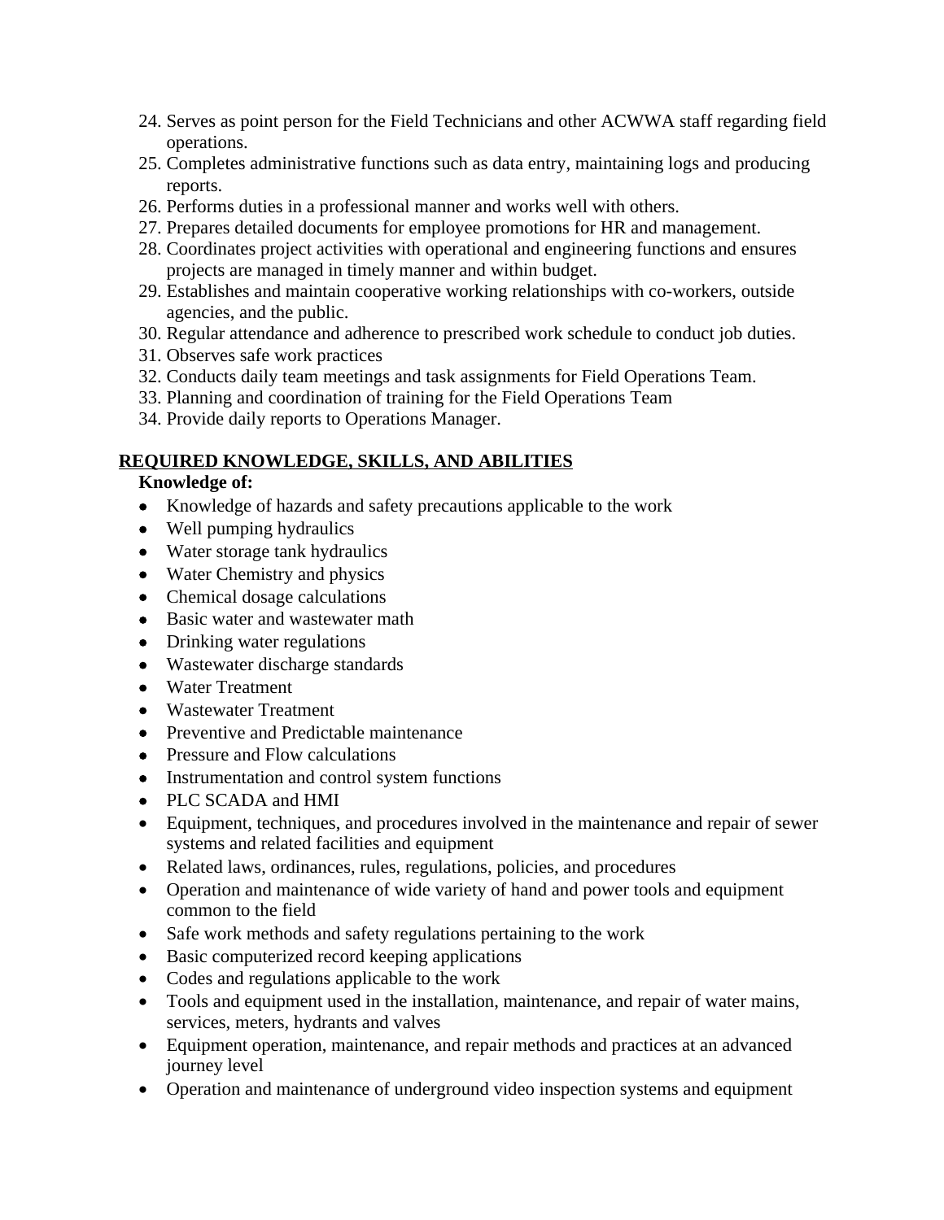24. Serves as point person for the Field Technicians and other ACWWA staff regarding field operations.
25. Completes administrative functions such as data entry, maintaining logs and producing reports.
26. Performs duties in a professional manner and works well with others.
27. Prepares detailed documents for employee promotions for HR and management.
28. Coordinates project activities with operational and engineering functions and ensures projects are managed in timely manner and within budget.
29. Establishes and maintain cooperative working relationships with co-workers, outside agencies, and the public.
30. Regular attendance and adherence to prescribed work schedule to conduct job duties.
31. Observes safe work practices
32. Conducts daily team meetings and task assignments for Field Operations Team.
33. Planning and coordination of training for the Field Operations Team
34. Provide daily reports to Operations Manager.

## REQUIRED KNOWLEDGE, SKILLS, AND ABILITIES

**Knowledge of:**

- Knowledge of hazards and safety precautions applicable to the work
- Well pumping hydraulics
- Water storage tank hydraulics
- Water Chemistry and physics
- Chemical dosage calculations
- Basic water and wastewater math
- Drinking water regulations
- Wastewater discharge standards
- Water Treatment
- Wastewater Treatment
- Preventive and Predictable maintenance
- Pressure and Flow calculations
- Instrumentation and control system functions
- PLC SCADA and HMI
- Equipment, techniques, and procedures involved in the maintenance and repair of sewer systems and related facilities and equipment
- Related laws, ordinances, rules, regulations, policies, and procedures
- Operation and maintenance of wide variety of hand and power tools and equipment common to the field
- Safe work methods and safety regulations pertaining to the work
- Basic computerized record keeping applications
- Codes and regulations applicable to the work
- Tools and equipment used in the installation, maintenance, and repair of water mains, services, meters, hydrants and valves
- Equipment operation, maintenance, and repair methods and practices at an advanced journey level
- Operation and maintenance of underground video inspection systems and equipment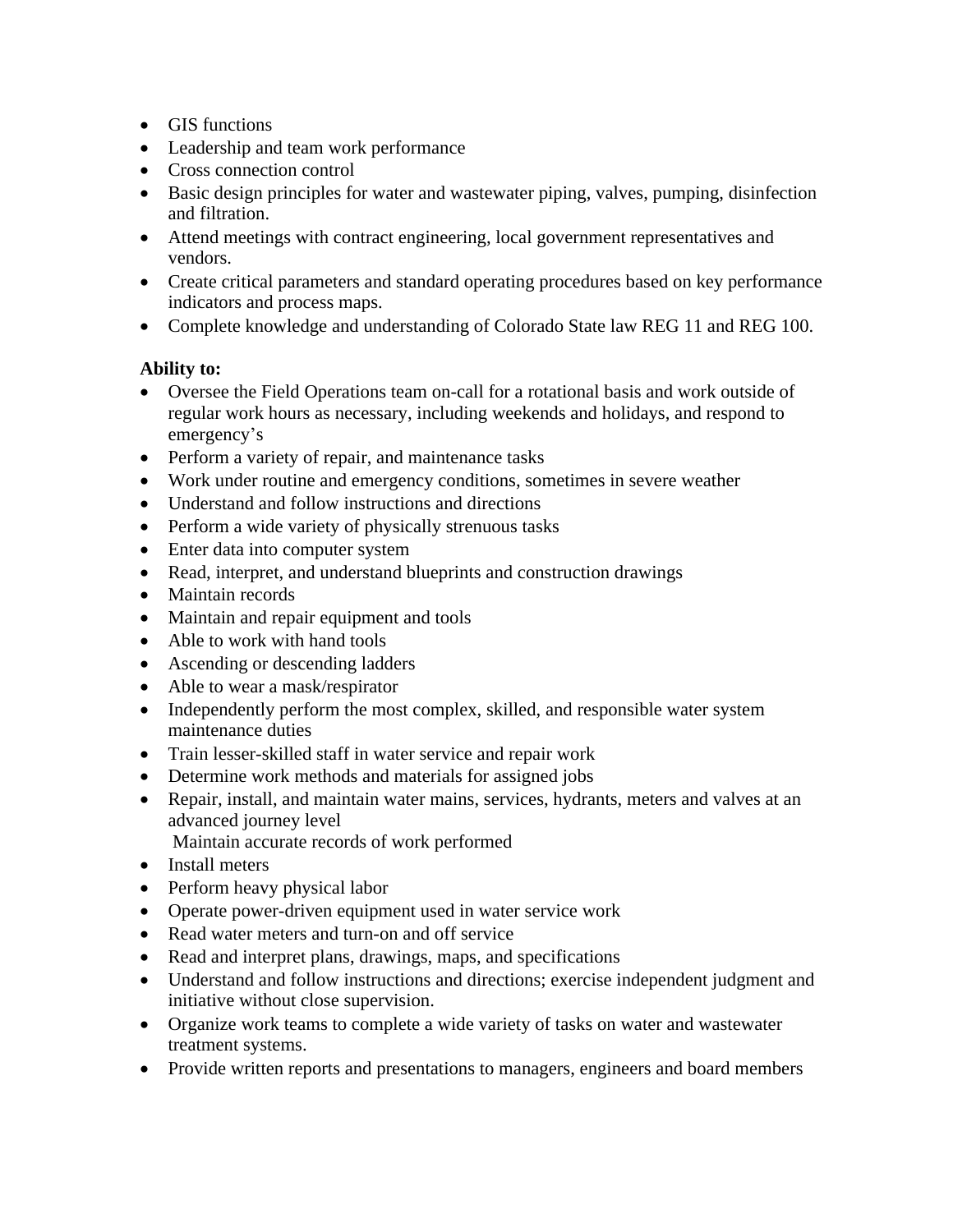- GIS functions
- Leadership and team work performance
- Cross connection control
- Basic design principles for water and wastewater piping, valves, pumping, disinfection and filtration.
- Attend meetings with contract engineering, local government representatives and vendors.
- Create critical parameters and standard operating procedures based on key performance indicators and process maps.
- Complete knowledge and understanding of Colorado State law REG 11 and REG 100.

**Ability to:**

- Oversee the Field Operations team on-call for a rotational basis and work outside of regular work hours as necessary, including weekends and holidays, and respond to emergency's
- Perform a variety of repair, and maintenance tasks
- Work under routine and emergency conditions, sometimes in severe weather
- Understand and follow instructions and directions
- Perform a wide variety of physically strenuous tasks
- Enter data into computer system
- Read, interpret, and understand blueprints and construction drawings
- Maintain records
- Maintain and repair equipment and tools
- Able to work with hand tools
- Ascending or descending ladders
- Able to wear a mask/respirator
- Independently perform the most complex, skilled, and responsible water system maintenance duties
- Train lesser-skilled staff in water service and repair work
- Determine work methods and materials for assigned jobs
- Repair, install, and maintain water mains, services, hydrants, meters and valves at an advanced journey level
  Maintain accurate records of work performed
- Install meters
- Perform heavy physical labor
- Operate power-driven equipment used in water service work
- Read water meters and turn-on and off service
- Read and interpret plans, drawings, maps, and specifications
- Understand and follow instructions and directions; exercise independent judgment and initiative without close supervision.
- Organize work teams to complete a wide variety of tasks on water and wastewater treatment systems.
- Provide written reports and presentations to managers, engineers and board members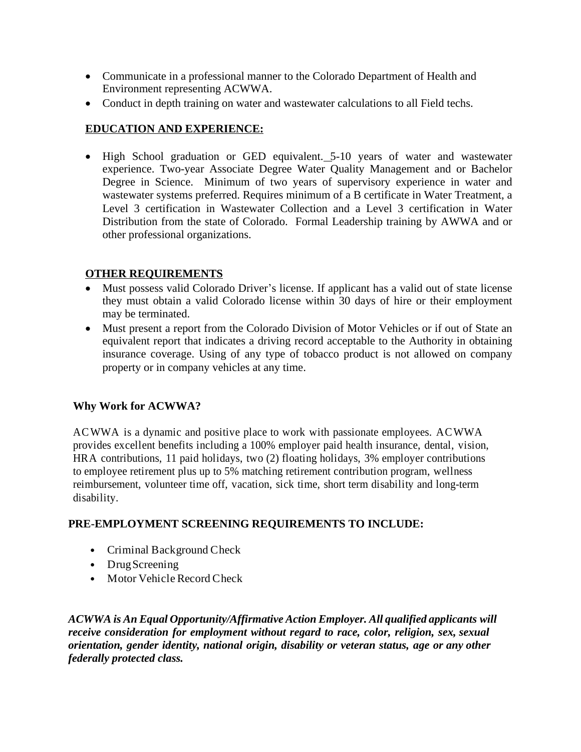- Communicate in a professional manner to the Colorado Department of Health and Environment representing ACWWA.
- Conduct in depth training on water and wastewater calculations to all Field techs.

## EDUCATION AND EXPERIENCE:

- High School graduation or GED equivalent. 5-10 years of water and wastewater experience. Two-year Associate Degree Water Quality Management and or Bachelor Degree in Science. Minimum of two years of supervisory experience in water and wastewater systems preferred. Requires minimum of a B certificate in Water Treatment, a Level 3 certification in Wastewater Collection and a Level 3 certification in Water Distribution from the state of Colorado. Formal Leadership training by AWWA and or other professional organizations.

## OTHER REQUIREMENTS

- Must possess valid Colorado Driver's license. If applicant has a valid out of state license they must obtain a valid Colorado license within 30 days of hire or their employment may be terminated.
- Must present a report from the Colorado Division of Motor Vehicles or if out of State an equivalent report that indicates a driving record acceptable to the Authority in obtaining insurance coverage. Using of any type of tobacco product is not allowed on company property or in company vehicles at any time.

### Why Work for ACWWA?

ACWWA is a dynamic and positive place to work with passionate employees. ACWWA provides excellent benefits including a 100% employer paid health insurance, dental, vision, HRA contributions, 11 paid holidays, two (2) floating holidays, 3% employer contributions to employee retirement plus up to 5% matching retirement contribution program, wellness reimbursement, volunteer time off, vacation, sick time, short term disability and long-term disability.

## PRE-EMPLOYMENT SCREENING REQUIREMENTS TO INCLUDE:

- Criminal Background Check
- Drug Screening
- Motor Vehicle Record Check

***ACWWA is An Equal Opportunity/Affirmative Action Employer. All qualified applicants will receive consideration for employment without regard to race, color, religion, sex, sexual orientation, gender identity, national origin, disability or veteran status, age or any other federally protected class.***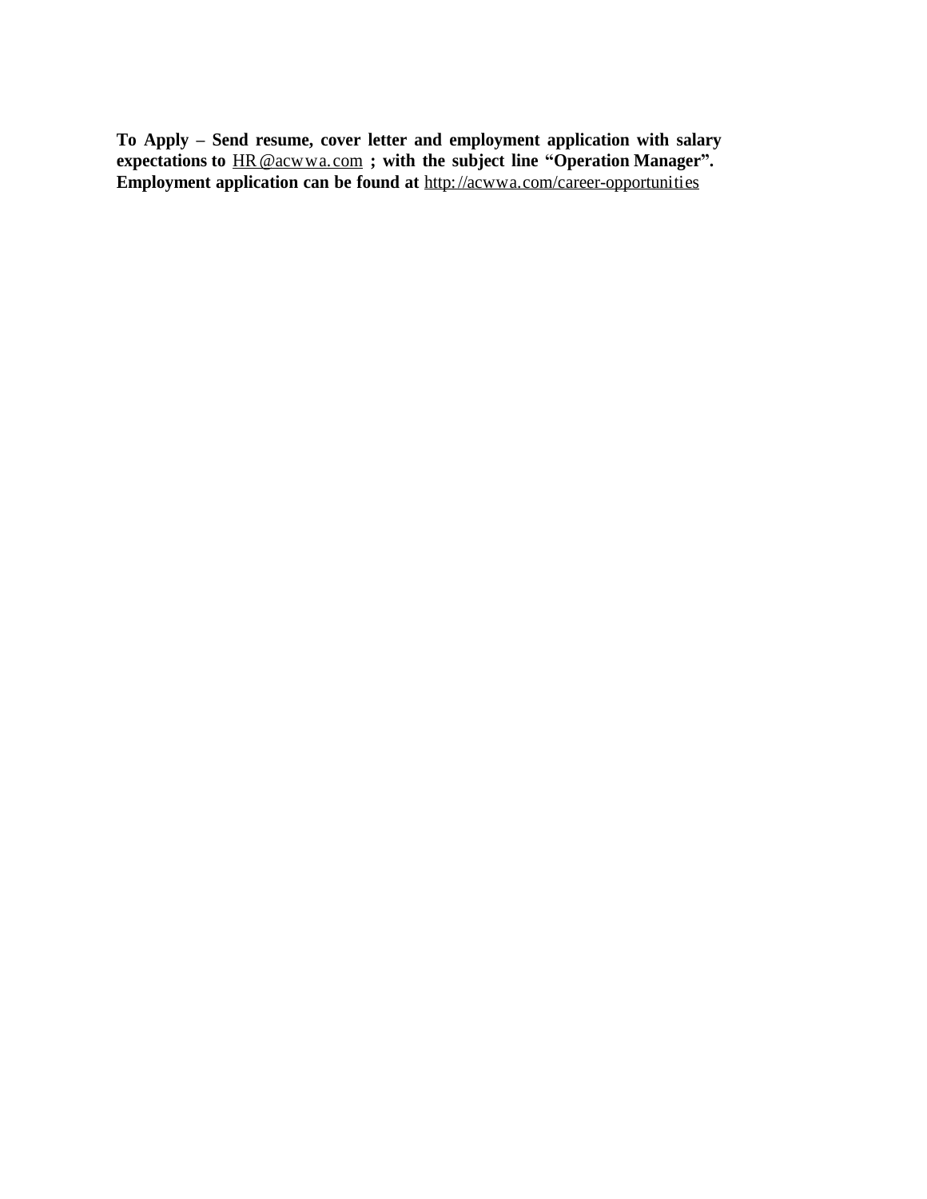**To Apply – Send resume, cover letter and employment application with salary expectations to** HR@acwwa.com **; with the subject line "Operation Manager". Employment application can be found at** http://acwwa.com/career-opportunities